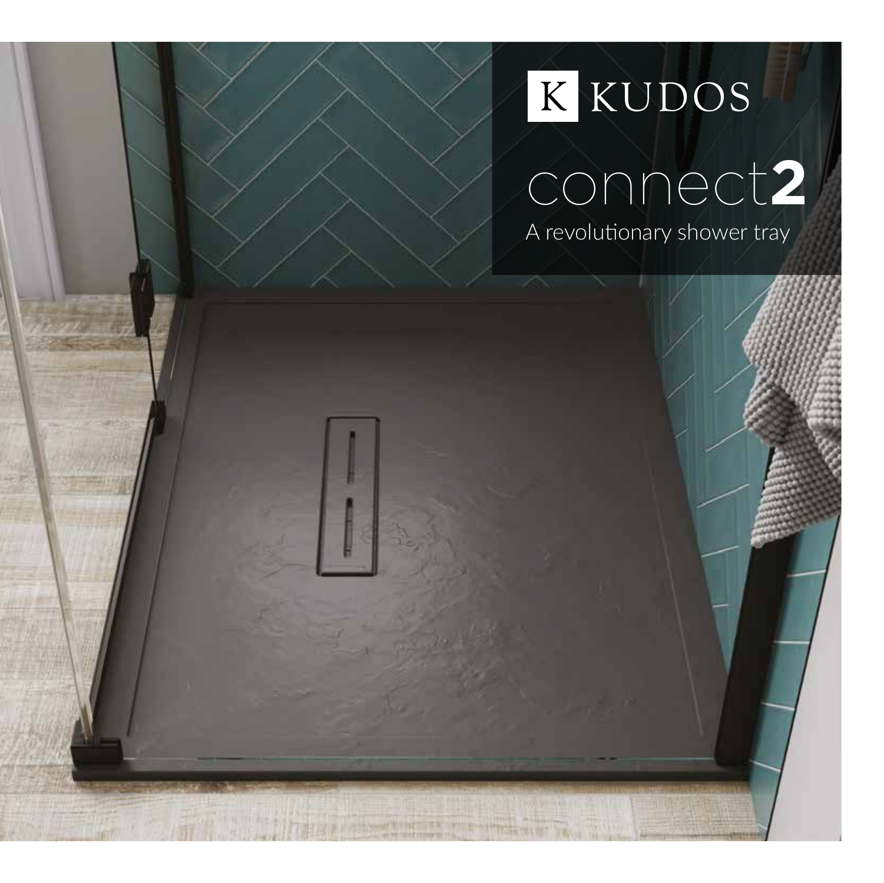K KUDOS

# connect2

A revolutionary shower tray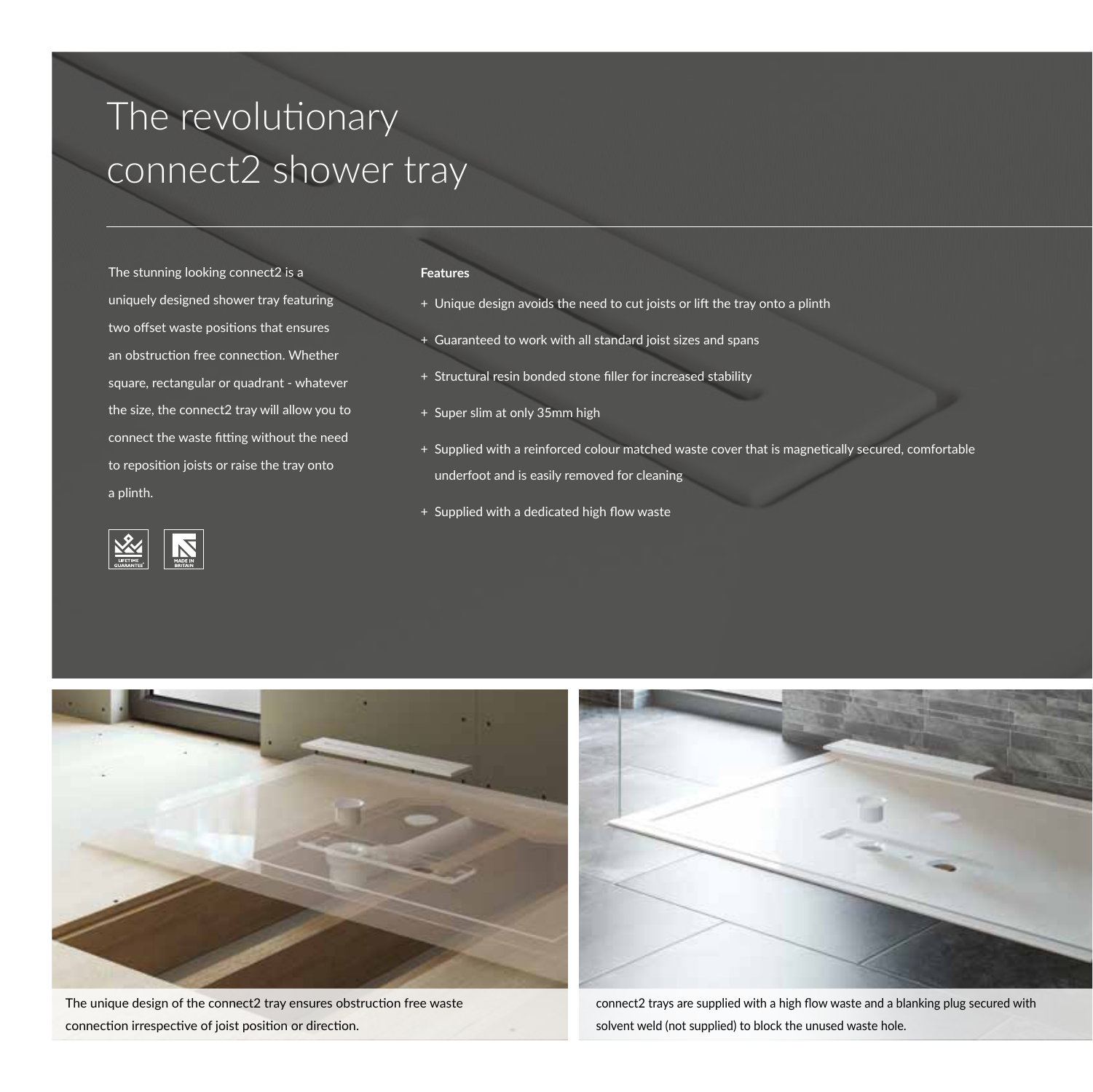# The revolutionary connect2 shower tray

The stunning looking connect2 is a uniquely designed shower tray featuring two offset waste positions that ensures an obstruction free connection. Whether square, rectangular or quadrant - whatever the size, the connect2 tray will allow you to connect the waste fitting without the need to reposition joists or raise the tray onto a plinth.

LIFETIME GUARANTEE

MADE IN BRITAIN

**Features**

+ Unique design avoids the need to cut joists or lift the tray onto a plinth
+ Guaranteed to work with all standard joist sizes and spans
+ Structural resin bonded stone filler for increased stability
+ Super slim at only 35mm high
+ Supplied with a reinforced colour matched waste cover that is magnetically secured, comfortable underfoot and is easily removed for cleaning
+ Supplied with a dedicated high flow waste

The unique design of the connect2 tray ensures obstruction free waste connection irrespective of joist position or direction.

connect2 trays are supplied with a high flow waste and a blanking plug secured with solvent weld (not supplied) to block the unused waste hole.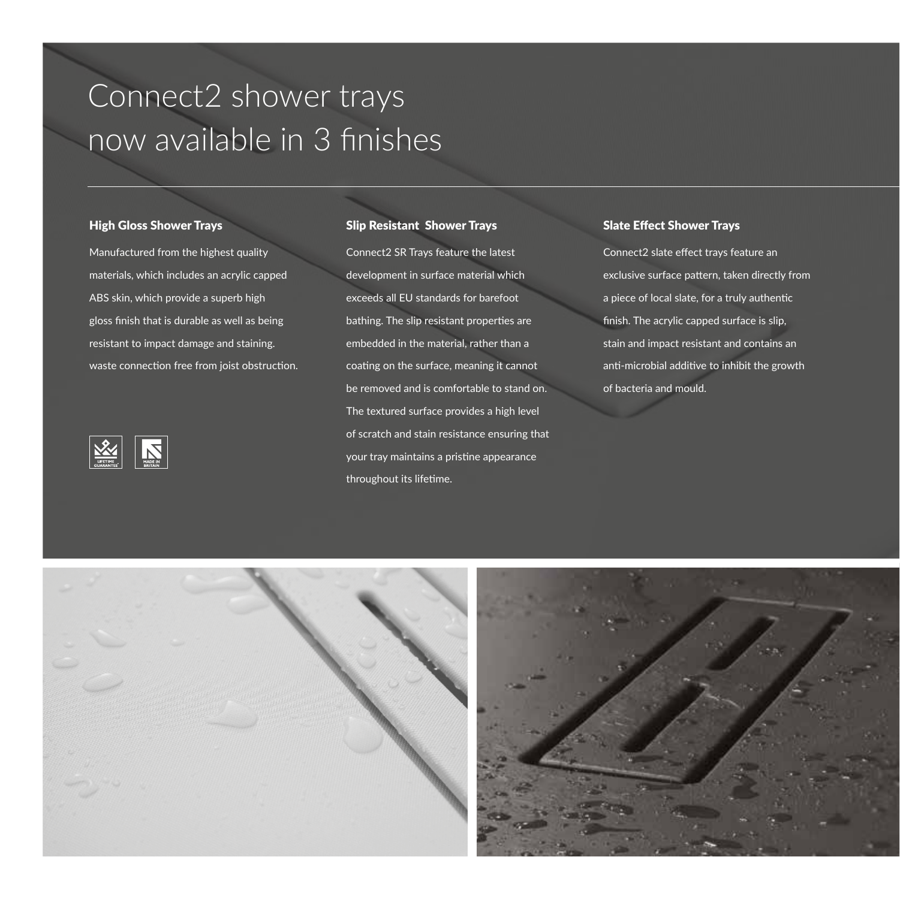# Connect2 shower trays now available in 3 finishes

### High Gloss Shower Trays

Manufactured from the highest quality materials, which includes an acrylic capped ABS skin, which provide a superb high gloss finish that is durable as well as being resistant to impact damage and staining. waste connection free from joist obstruction.

### Slip Resistant Shower Trays

Connect2 SR Trays feature the latest development in surface material which exceeds all EU standards for barefoot bathing. The slip resistant properties are embedded in the material, rather than a coating on the surface, meaning it cannot be removed and is comfortable to stand on. The textured surface provides a high level of scratch and stain resistance ensuring that your tray maintains a pristine appearance throughout its lifetime.

### Slate Effect Shower Trays

Connect2 slate effect trays feature an exclusive surface pattern, taken directly from a piece of local slate, for a truly authentic finish. The acrylic capped surface is slip, stain and impact resistant and contains an anti-microbial additive to inhibit the growth of bacteria and mould.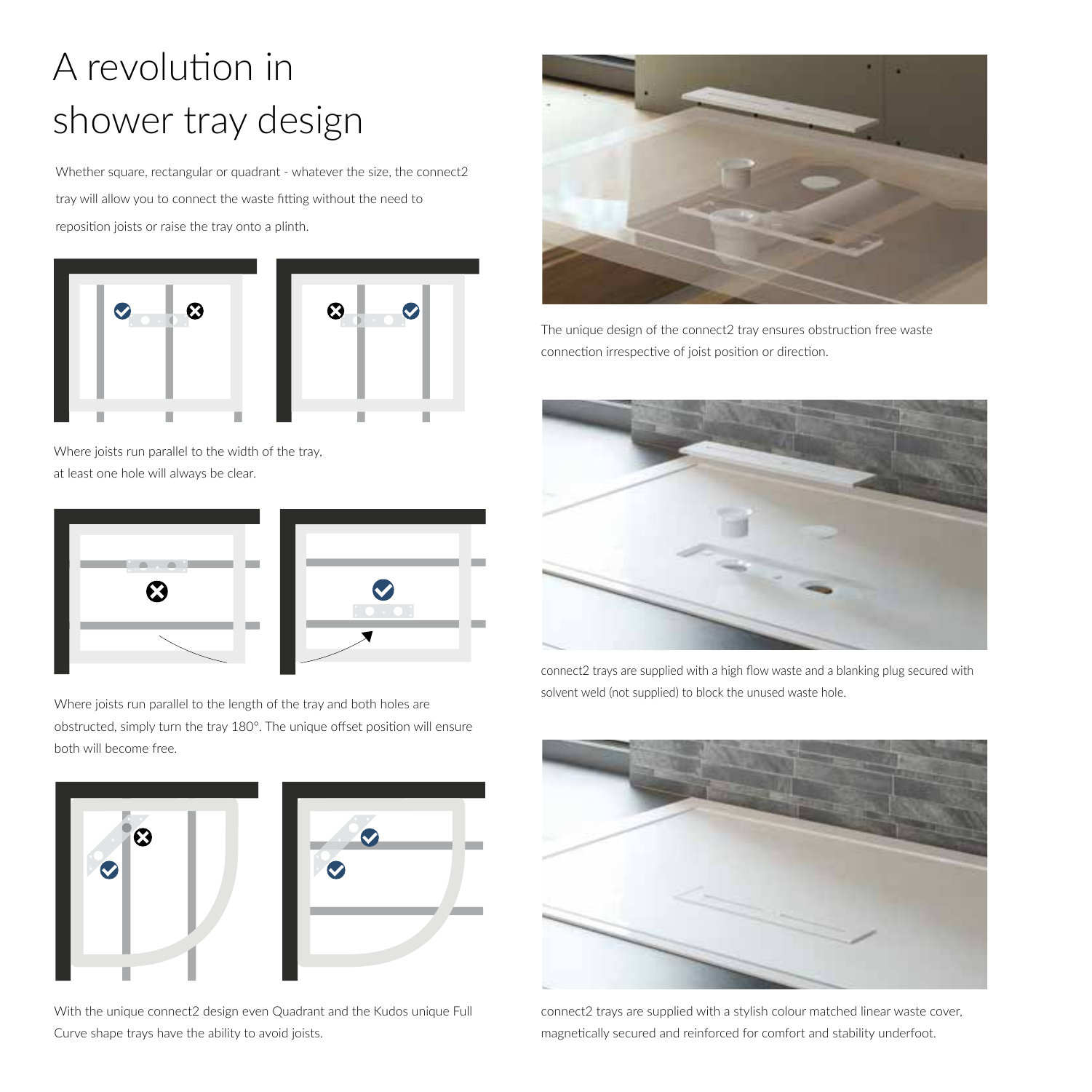# A revolution in shower tray design

Whether square, rectangular or quadrant - whatever the size, the connect2 tray will allow you to connect the waste fitting without the need to reposition joists or raise the tray onto a plinth.

Where joists run parallel to the width of the tray, at least one hole will always be clear.

Where joists run parallel to the length of the tray and both holes are obstructed, simply turn the tray 180°. The unique offset position will ensure both will become free.

With the unique connect2 design even Quadrant and the Kudos unique Full Curve shape trays have the ability to avoid joists.

The unique design of the connect2 tray ensures obstruction free waste connection irrespective of joist position or direction.

connect2 trays are supplied with a high flow waste and a blanking plug secured with solvent weld (not supplied) to block the unused waste hole.

connect2 trays are supplied with a stylish colour matched linear waste cover, magnetically secured and reinforced for comfort and stability underfoot.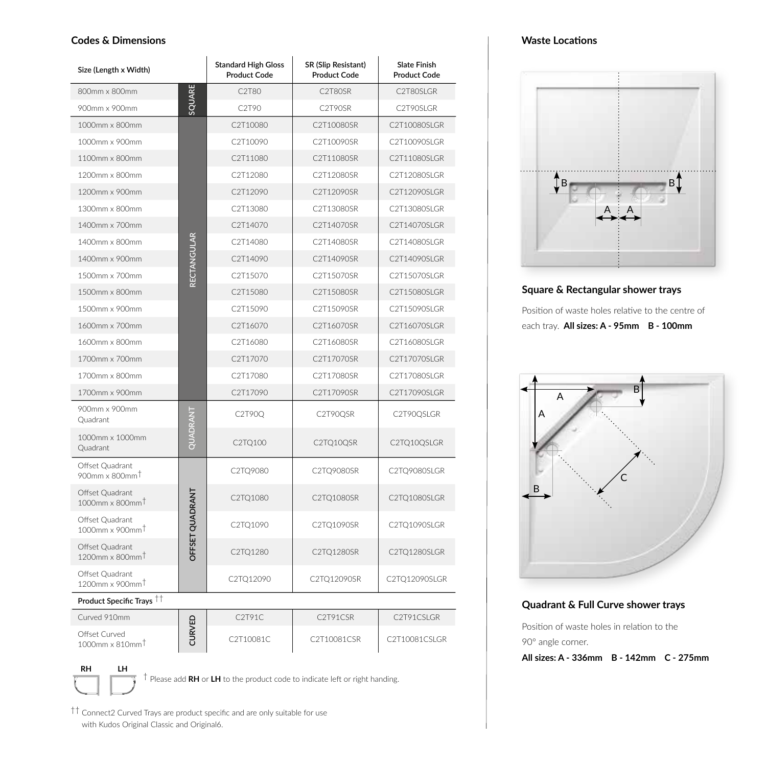## Codes & Dimensions

| Size (Length x Width) | | Standard High Gloss Product Code | SR (Slip Resistant) Product Code | Slate Finish Product Code |
|---|---|---|---|---|
| 800mm x 800mm | SQUARE | C2T80 | C2T80SR | C2T80SLGR |
| 900mm x 900mm | SQUARE | C2T90 | C2T90SR | C2T90SLGR |
| 1000mm x 800mm | RECTANGULAR | C2T10080 | C2T10080SR | C2T10080SLGR |
| 1000mm x 900mm | RECTANGULAR | C2T10090 | C2T10090SR | C2T10090SLGR |
| 1100mm x 800mm | RECTANGULAR | C2T11080 | C2T11080SR | C2T11080SLGR |
| 1200mm x 800mm | RECTANGULAR | C2T12080 | C2T12080SR | C2T12080SLGR |
| 1200mm x 900mm | RECTANGULAR | C2T12090 | C2T12090SR | C2T12090SLGR |
| 1300mm x 800mm | RECTANGULAR | C2T13080 | C2T13080SR | C2T13080SLGR |
| 1400mm x 700mm | RECTANGULAR | C2T14070 | C2T14070SR | C2T14070SLGR |
| 1400mm x 800mm | RECTANGULAR | C2T14080 | C2T14080SR | C2T14080SLGR |
| 1400mm x 900mm | RECTANGULAR | C2T14090 | C2T14090SR | C2T14090SLGR |
| 1500mm x 700mm | RECTANGULAR | C2T15070 | C2T15070SR | C2T15070SLGR |
| 1500mm x 800mm | RECTANGULAR | C2T15080 | C2T15080SR | C2T15080SLGR |
| 1500mm x 900mm | RECTANGULAR | C2T15090 | C2T15090SR | C2T15090SLGR |
| 1600mm x 700mm | RECTANGULAR | C2T16070 | C2T16070SR | C2T16070SLGR |
| 1600mm x 800mm | RECTANGULAR | C2T16080 | C2T16080SR | C2T16080SLGR |
| 1700mm x 700mm | RECTANGULAR | C2T17070 | C2T17070SR | C2T17070SLGR |
| 1700mm x 800mm | RECTANGULAR | C2T17080 | C2T17080SR | C2T17080SLGR |
| 1700mm x 900mm | RECTANGULAR | C2T17090 | C2T17090SR | C2T17090SLGR |
| 900mm x 900mm Quadrant | QUADRANT | C2T90Q | C2T90QSR | C2T90QSLGR |
| 1000mm x 1000mm Quadrant | QUADRANT | C2TQ100 | C2TQ10QSR | C2TQ10QSLGR |
| Offset Quadrant 900mm x 800mm† | OFFSET QUADRANT | C2TQ9080 | C2TQ9080SR | C2TQ9080SLGR |
| Offset Quadrant 1000mm x 800mm† | OFFSET QUADRANT | C2TQ1080 | C2TQ1080SR | C2TQ1080SLGR |
| Offset Quadrant 1000mm x 900mm† | OFFSET QUADRANT | C2TQ1090 | C2TQ1090SR | C2TQ1090SLGR |
| Offset Quadrant 1200mm x 800mm† | OFFSET QUADRANT | C2TQ1280 | C2TQ1280SR | C2TQ1280SLGR |
| Offset Quadrant 1200mm x 900mm† | OFFSET QUADRANT | C2TQ12090 | C2TQ12090SR | C2TQ12090SLGR |
| **Product Specific Trays ††** | | | | |
| Curved 910mm | CURVED | C2T91C | C2T91CSR | C2T91CSLGR |
| Offset Curved 1000mm x 810mm† | CURVED | C2T10081C | C2T10081CSR | C2T10081CSLGR |

RH LH

† Please add **RH** or **LH** to the product code to indicate left or right handing.

†† Connect2 Curved Trays are product specific and are only suitable for use with Kudos Original Classic and Original6.

## Waste Locations

### Square & Rectangular shower trays

Position of waste holes relative to the centre of each tray. **All sizes: A - 95mm B - 100mm**

### Quadrant & Full Curve shower trays

Position of waste holes in relation to the 90° angle corner.

**All sizes: A - 336mm B - 142mm C - 275mm**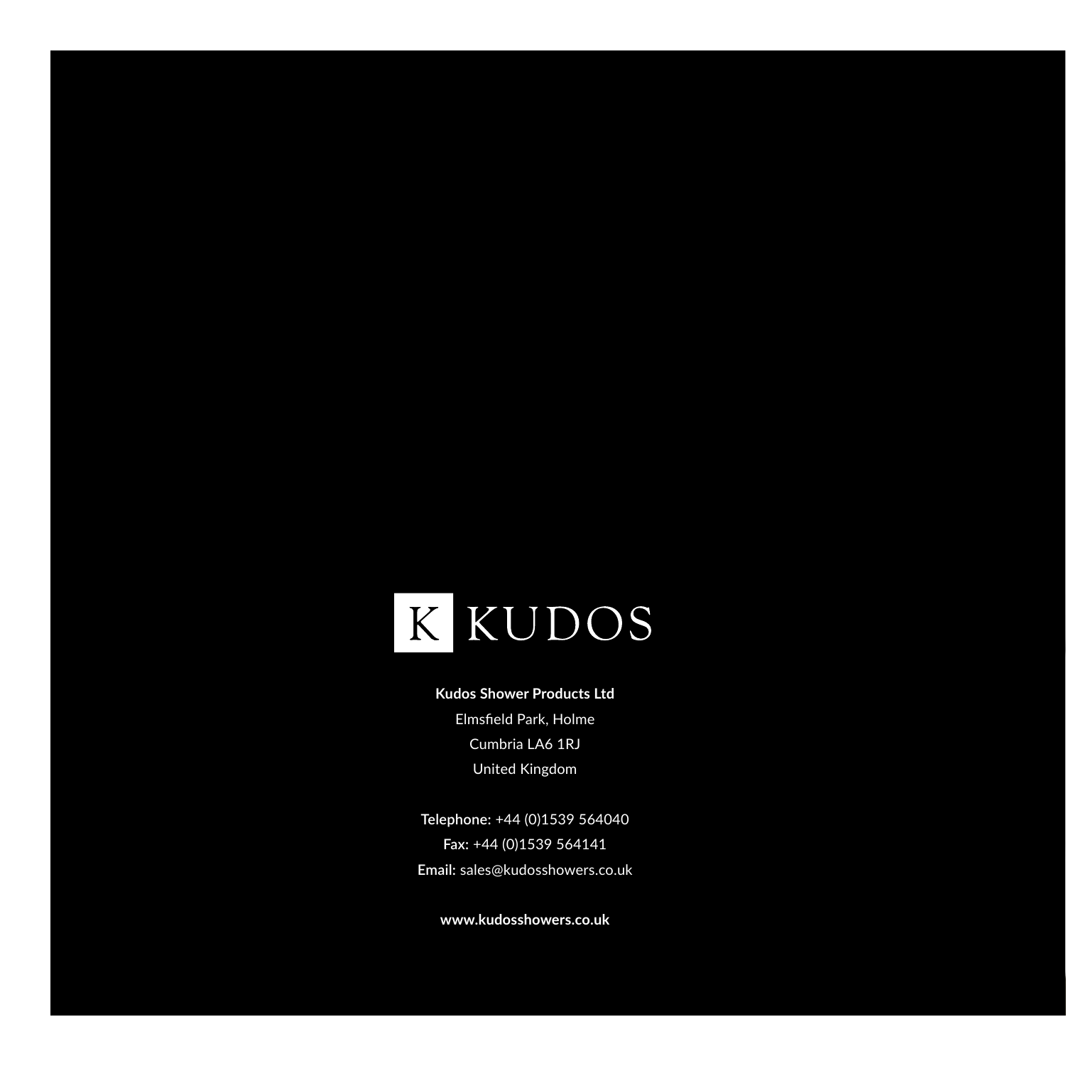K KUDOS

**Kudos Shower Products Ltd**

Elmsfield Park, Holme

Cumbria LA6 1RJ

United Kingdom

**Telephone:** +44 (0)1539 564040

**Fax:** +44 (0)1539 564141

**Email:** sales@kudosshowers.co.uk

**www.kudosshowers.co.uk**